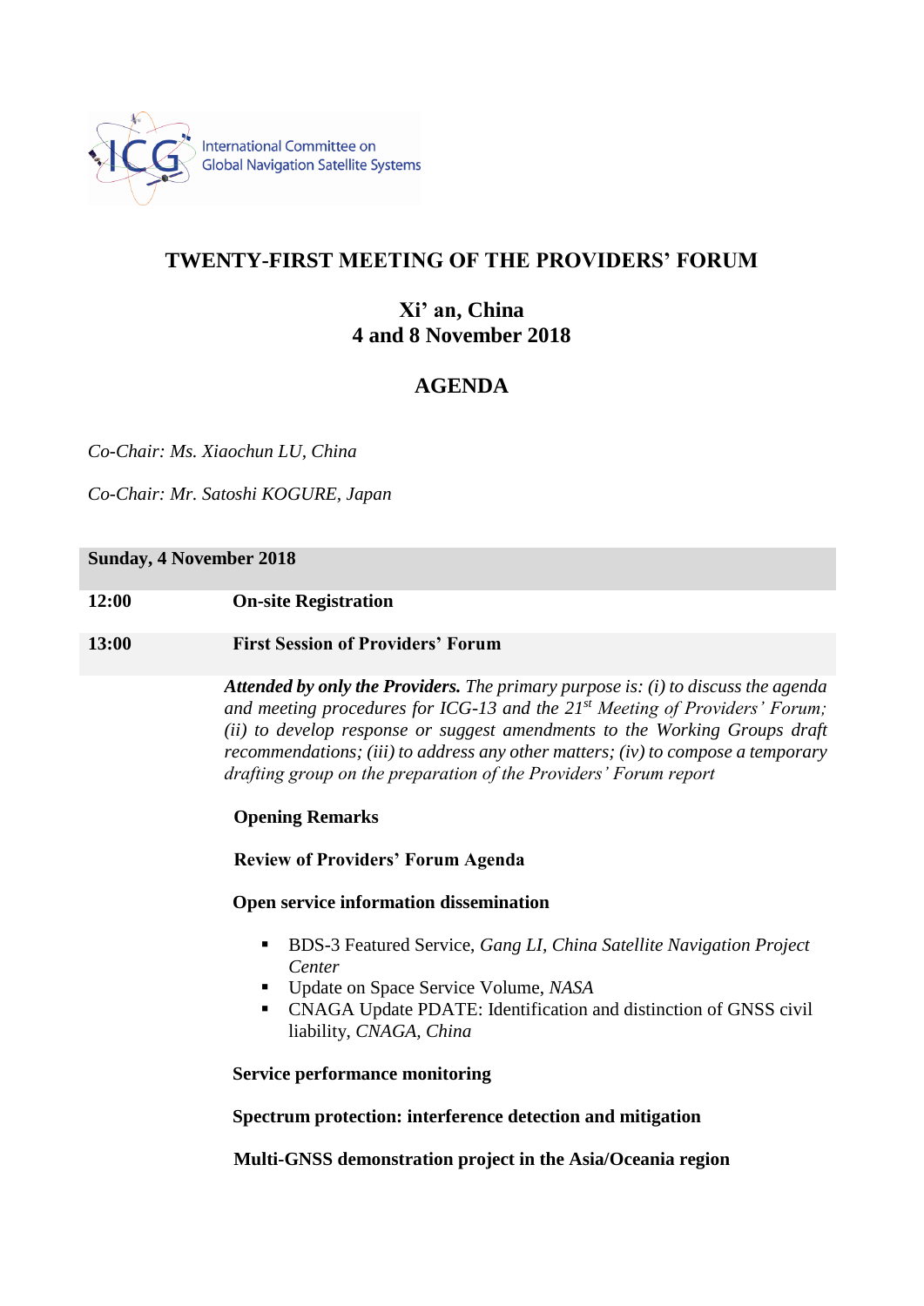International Committee on Global Navigation Satellite Systems

# TWENTY-FIRST MEETING OF THE PROVIDERS' FORUM

## Xi' an, China
## 4 and 8 November 2018

## AGENDA

*Co-Chair: Ms. Xiaochun LU, China*

*Co-Chair: Mr. Satoshi KOGURE, Japan*

**Sunday, 4 November 2018**

**12:00** **On-site Registration**

**13:00** **First Session of Providers' Forum**

***Attended by only the Providers.*** *The primary purpose is: (i) to discuss the agenda and meeting procedures for ICG-13 and the 21st Meeting of Providers' Forum; (ii) to develop response or suggest amendments to the Working Groups draft recommendations; (iii) to address any other matters; (iv) to compose a temporary drafting group on the preparation of the Providers' Forum report*

**Opening Remarks**

**Review of Providers' Forum Agenda**

**Open service information dissemination**

- BDS-3 Featured Service, *Gang LI, China Satellite Navigation Project Center*
- Update on Space Service Volume, *NASA*
- CNAGA Update PDATE: Identification and distinction of GNSS civil liability, *CNAGA, China*

**Service performance monitoring**

**Spectrum protection: interference detection and mitigation**

**Multi-GNSS demonstration project in the Asia/Oceania region**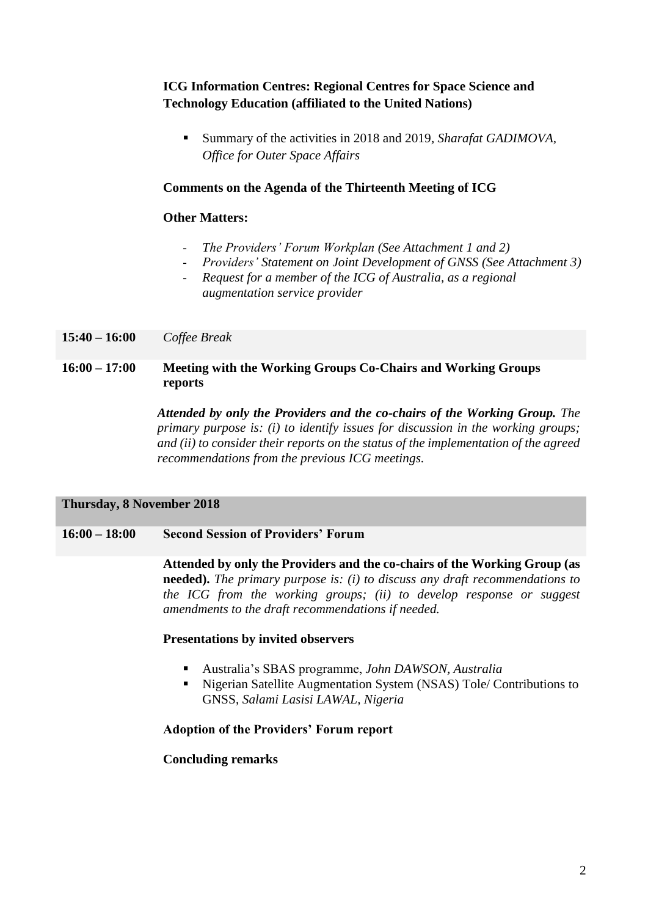**ICG Information Centres: Regional Centres for Space Science and Technology Education (affiliated to the United Nations)**

- Summary of the activities in 2018 and 2019, *Sharafat GADIMOVA, Office for Outer Space Affairs*

**Comments on the Agenda of the Thirteenth Meeting of ICG**

**Other Matters:**

- *The Providers' Forum Workplan (See Attachment 1 and 2)*
- *Providers' Statement on Joint Development of GNSS (See Attachment 3)*
- *Request for a member of the ICG of Australia, as a regional augmentation service provider*

| | |
|---|---|
| **15:40 – 16:00** | *Coffee Break* |
| **16:00 – 17:00** | **Meeting with the Working Groups Co-Chairs and Working Groups reports** |

***Attended by only the Providers and the co-chairs of the Working Group.*** *The primary purpose is: (i) to identify issues for discussion in the working groups; and (ii) to consider their reports on the status of the implementation of the agreed recommendations from the previous ICG meetings.*

**Thursday, 8 November 2018**

| | |
|---|---|
| **16:00 – 18:00** | **Second Session of Providers' Forum** |

**Attended by only the Providers and the co-chairs of the Working Group (as needed).** *The primary purpose is: (i) to discuss any draft recommendations to the ICG from the working groups; (ii) to develop response or suggest amendments to the draft recommendations if needed.*

**Presentations by invited observers**

- Australia's SBAS programme, *John DAWSON, Australia*
- Nigerian Satellite Augmentation System (NSAS) Tole/ Contributions to GNSS, *Salami Lasisi LAWAL, Nigeria*

**Adoption of the Providers' Forum report**

**Concluding remarks**